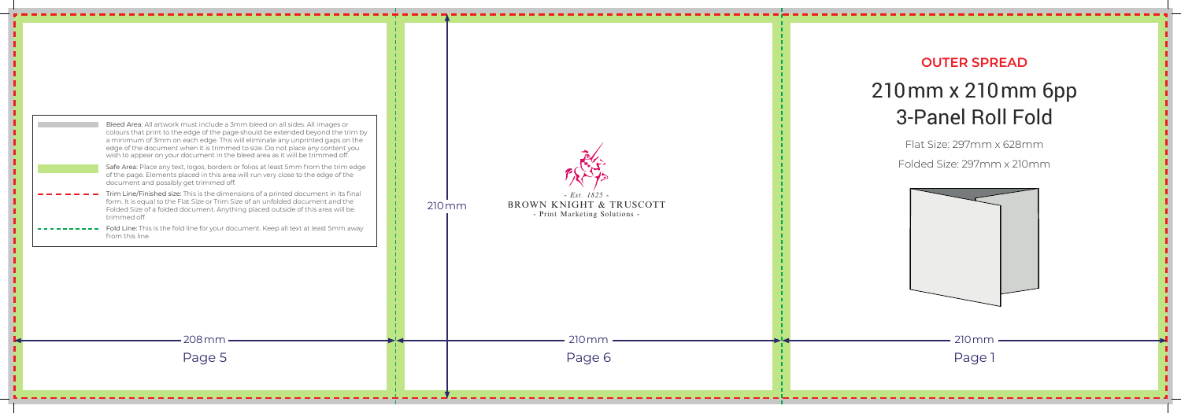Bleed Area: All artwork must include a 3mm bleed on all sides. All images or colours that print to the edge of the page should be extended beyond the trim by a minimum of 3mm on each edge. This will eliminate any unprinted gaps on the edge of the document when it is trimmed to size. Do not place any content you wish to appear on your document in the bleed area as it will be trimmed off.

Safe Area: Place any text, logos, borders or folios at least 5mm from the trim edge of the page. Elements placed in this area will run very close to the edge of the document and possibly get trimmed off.

Trim Line/Finished size: This is the dimensions of a printed document in its final form. It is equal to the Flat Size or Trim Size of an unfolded document and the Folded Size of a folded document. Anything placed outside of this area will be trimmed off.

Fold Line: This is the fold line for your document. Keep all text at least 5mm away from this line.

208mm

Page 5

210mm

- Est. 1825 -
BROWN KNIGHT & TRUSCOTT
- Print Marketing Solutions -

210mm

Page 6

## OUTER SPREAD

# 210mm x 210mm 6pp 3-Panel Roll Fold

Flat Size: 297mm x 628mm

Folded Size: 297mm x 210mm

210mm

Page 1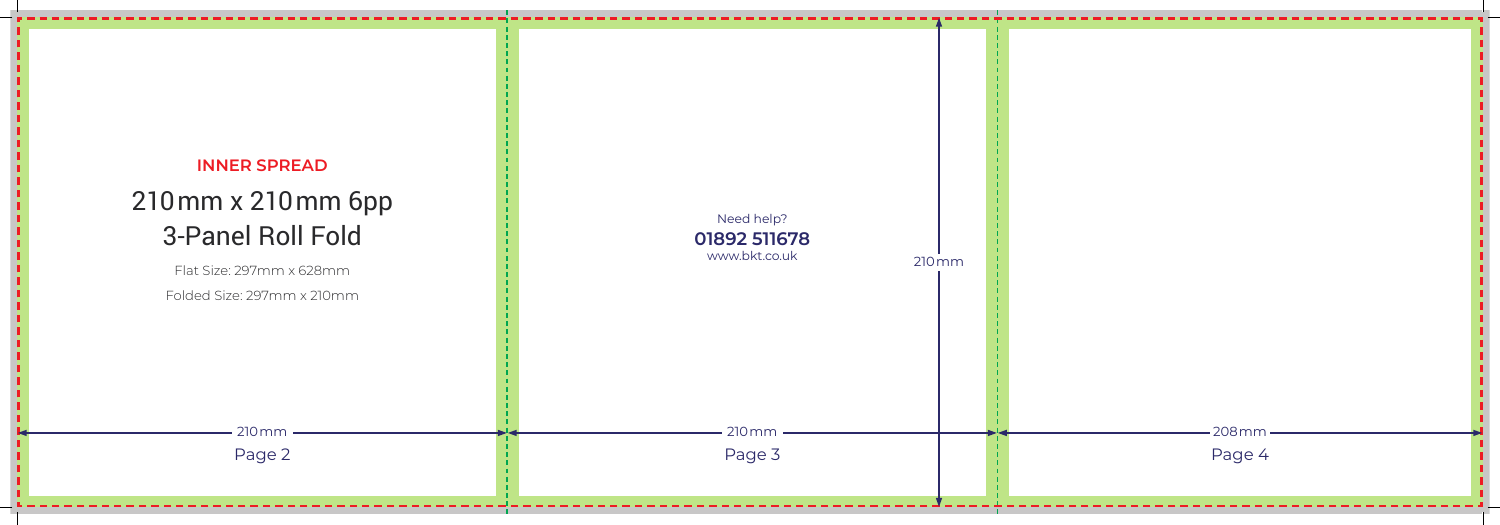**INNER SPREAD**

## 210mm x 210mm 6pp 3-Panel Roll Fold

Flat Size: 297mm x 628mm

Folded Size: 297mm x 210mm

210mm

Page 2

Need help?

**01892 511678**

www.bkt.co.uk

210mm

210mm

Page 3

208mm

Page 4